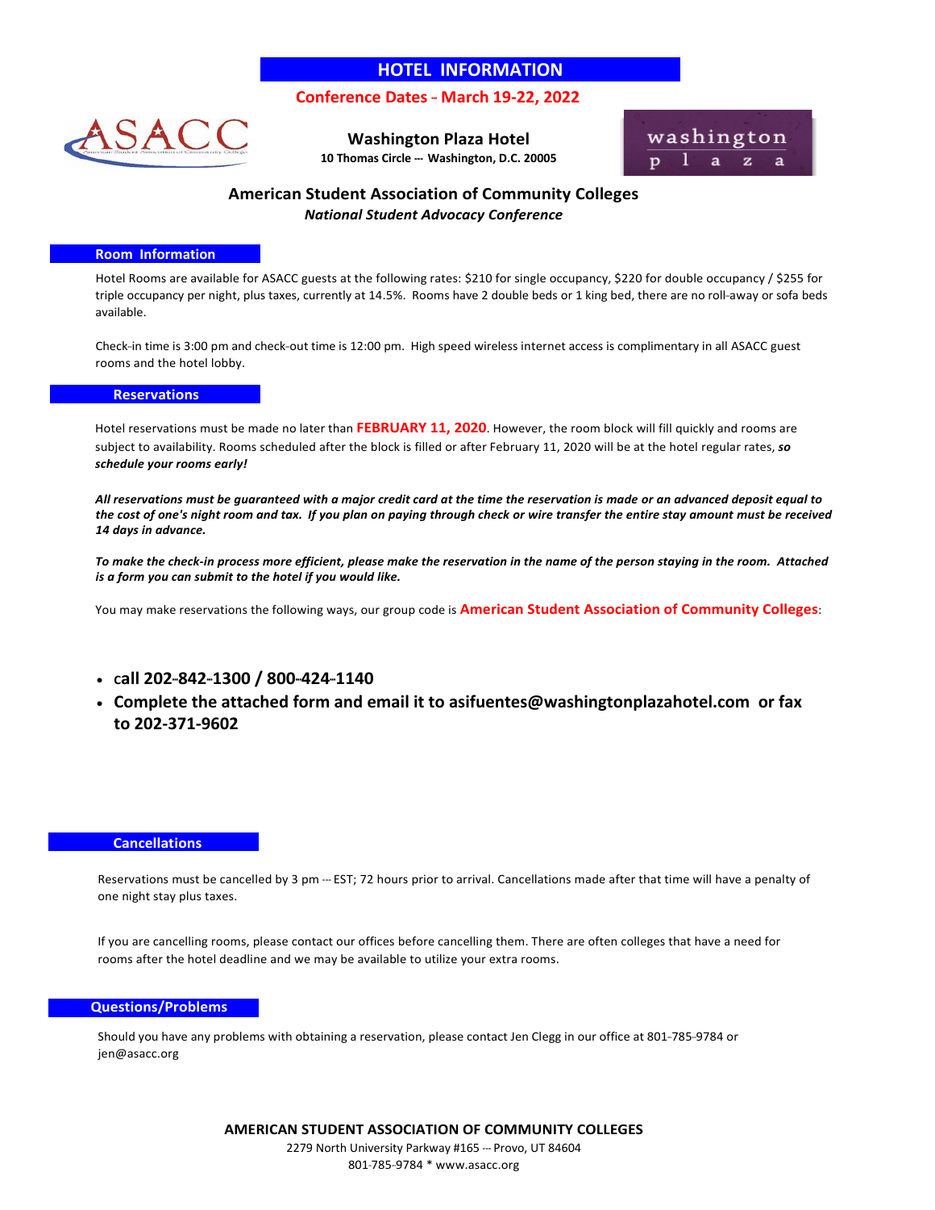# HOTEL INFORMATION

**Conference Dates – March 19-22, 2022**

**Washington Plaza Hotel**
**10 Thomas Circle — Washington, D.C. 20005**

## American Student Association of Community Colleges

***National Student Advocacy Conference***

### Room Information

Hotel Rooms are available for ASACC guests at the following rates: $210 for single occupancy, $220 for double occupancy / $255 for triple occupancy per night, plus taxes, currently at 14.5%. Rooms have 2 double beds or 1 king bed, there are no roll-away or sofa beds available.

Check-in time is 3:00 pm and check-out time is 12:00 pm. High speed wireless internet access is complimentary in all ASACC guest rooms and the hotel lobby.

### Reservations

Hotel reservations must be made no later than **FEBRUARY 11, 2020**. However, the room block will fill quickly and rooms are subject to availability. Rooms scheduled after the block is filled or after February 11, 2020 will be at the hotel regular rates, ***so schedule your rooms early!***

***All reservations must be guaranteed with a major credit card at the time the reservation is made or an advanced deposit equal to the cost of one's night room and tax. If you plan on paying through check or wire transfer the entire stay amount must be received 14 days in advance.***

***To make the check-in process more efficient, please make the reservation in the name of the person staying in the room. Attached is a form you can submit to the hotel if you would like.***

You may make reservations the following ways, our group code is **American Student Association of Community Colleges**:

- **call 202-842-1300 / 800-424-1140**
- **Complete the attached form and email it to asifuentes@washingtonplazahotel.com or fax to 202-371-9602**

### Cancellations

Reservations must be cancelled by 3 pm — EST; 72 hours prior to arrival. Cancellations made after that time will have a penalty of one night stay plus taxes.

If you are cancelling rooms, please contact our offices before cancelling them. There are often colleges that have a need for rooms after the hotel deadline and we may be available to utilize your extra rooms.

### Questions/Problems

Should you have any problems with obtaining a reservation, please contact Jen Clegg in our office at 801-785-9784 or jen@asacc.org

**AMERICAN STUDENT ASSOCIATION OF COMMUNITY COLLEGES**
2279 North University Parkway #165 — Provo, UT 84604
801-785-9784 * www.asacc.org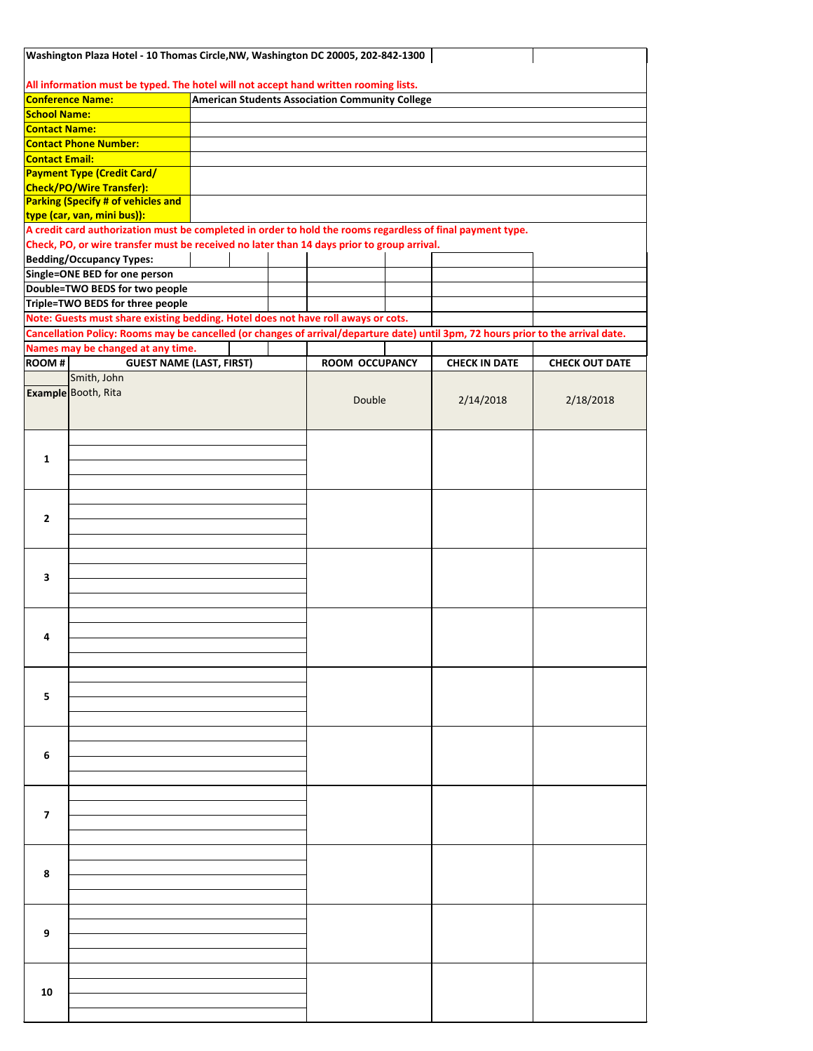Washington Plaza Hotel - 10 Thomas Circle,NW, Washington DC 20005, 202-842-1300

**All information must be typed. The hotel will not accept hand written rooming lists.**

| | |
|---|---|
| **Conference Name:** | American Students Association Community College |
| **School Name:** | |
| **Contact Name:** | |
| **Contact Phone Number:** | |
| **Contact Email:** | |
| **Payment Type (Credit Card/ Check/PO/Wire Transfer):** | |
| **Parking (Specify # of vehicles and type (car, van, mini bus)):** | |

**A credit card authorization must be completed in order to hold the rooms regardless of final payment type.**

**Check, PO, or wire transfer must be received no later than 14 days prior to group arrival.**

**Bedding/Occupancy Types:**

**Single=ONE BED for one person**

**Double=TWO BEDS for two people**

**Triple=TWO BEDS for three people**

**Note: Guests must share existing bedding. Hotel does not have roll aways or cots.**

**Cancellation Policy: Rooms may be cancelled (or changes of arrival/departure date) until 3pm, 72 hours prior to the arrival date.**

**Names may be changed at any time.**

| ROOM # | GUEST NAME (LAST, FIRST) | ROOM OCCUPANCY | CHECK IN DATE | CHECK OUT DATE |
|---|---|---|---|---|
| **Example** | Smith, John<br>Booth, Rita | Double | 2/14/2018 | 2/18/2018 |
| 1 | | | | |
| 2 | | | | |
| 3 | | | | |
| 4 | | | | |
| 5 | | | | |
| 6 | | | | |
| 7 | | | | |
| 8 | | | | |
| 9 | | | | |
| 10 | | | | |